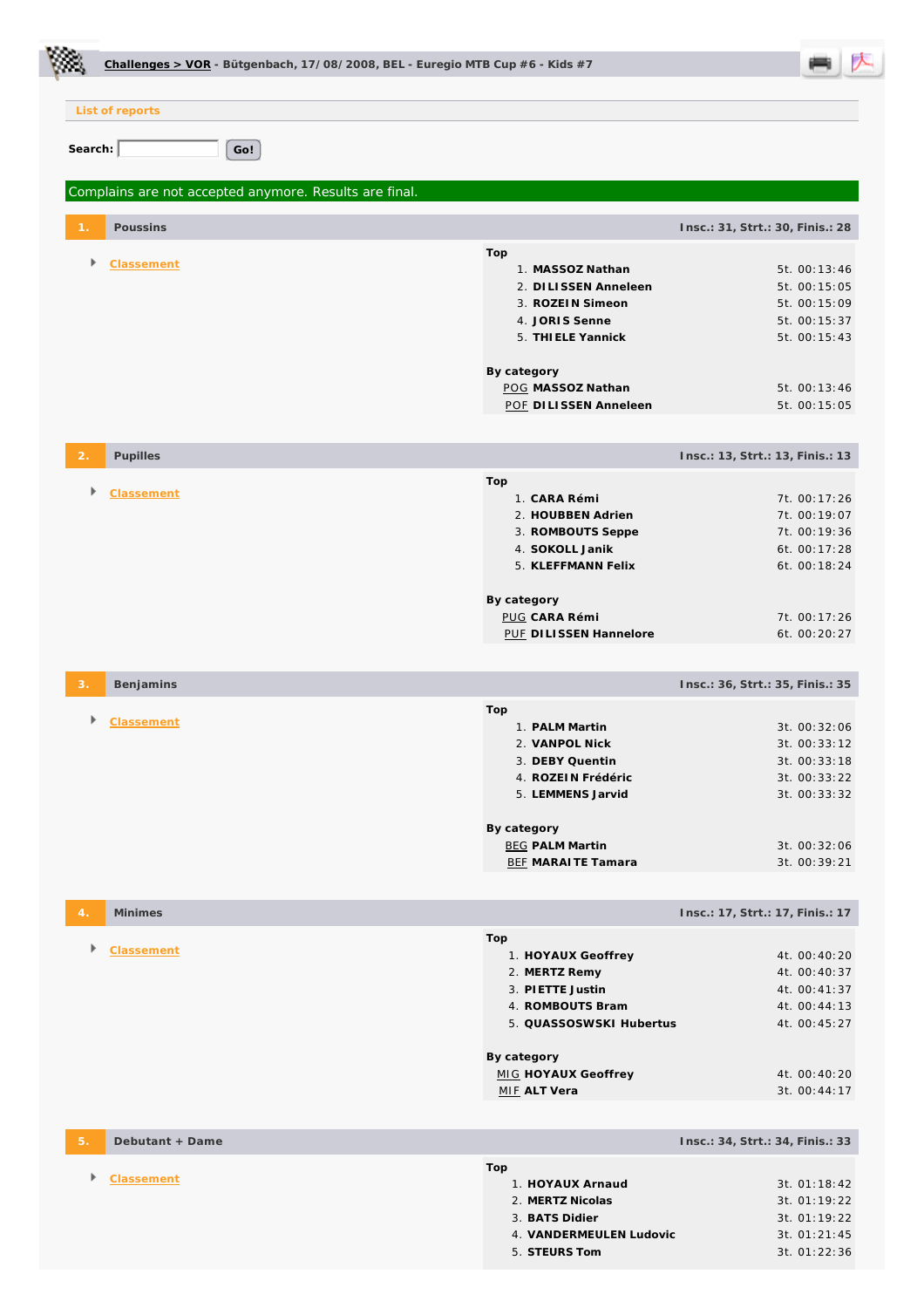**Challenges > VOR - Bütgenbach, 17/08/2008, BEL - Euregio MTB Cup #6 - Kids #7**

List of reports

Search: Go!

Complains are not accepted anymore. Results are final.

## 1. Poussins

Insc.: 31, Strt.: 30, Finis.: 28

- Classement

**Top**

| | | | |
|---|---|---|---|
| 1. | **MASSOZ Nathan** | 5t. | 00:13:46 |
| 2. | **DILISSEN Anneleen** | 5t. | 00:15:05 |
| 3. | **ROZEIN Simeon** | 5t. | 00:15:09 |
| 4. | **JORIS Senne** | 5t. | 00:15:37 |
| 5. | **THIELE Yannick** | 5t. | 00:15:43 |

**By category**

| | | | |
|---|---|---|---|
| POG | **MASSOZ Nathan** | 5t. | 00:13:46 |
| POF | **DILISSEN Anneleen** | 5t. | 00:15:05 |

## 2. Pupilles

Insc.: 13, Strt.: 13, Finis.: 13

- Classement

**Top**

| | | | |
|---|---|---|---|
| 1. | **CARA Rémi** | 7t. | 00:17:26 |
| 2. | **HOUBBEN Adrien** | 7t. | 00:19:07 |
| 3. | **ROMBOUTS Seppe** | 7t. | 00:19:36 |
| 4. | **SOKOLL Janik** | 6t. | 00:17:28 |
| 5. | **KLEFFMANN Felix** | 6t. | 00:18:24 |

**By category**

| | | | |
|---|---|---|---|
| PUG | **CARA Rémi** | 7t. | 00:17:26 |
| PUF | **DILISSEN Hannelore** | 6t. | 00:20:27 |

## 3. Benjamins

Insc.: 36, Strt.: 35, Finis.: 35

- Classement

**Top**

| | | | |
|---|---|---|---|
| 1. | **PALM Martin** | 3t. | 00:32:06 |
| 2. | **VANPOL Nick** | 3t. | 00:33:12 |
| 3. | **DEBY Quentin** | 3t. | 00:33:18 |
| 4. | **ROZEIN Frédéric** | 3t. | 00:33:22 |
| 5. | **LEMMENS Jarvid** | 3t. | 00:33:32 |

**By category**

| | | | |
|---|---|---|---|
| BEG | **PALM Martin** | 3t. | 00:32:06 |
| BEF | **MARAITE Tamara** | 3t. | 00:39:21 |

## 4. Minimes

Insc.: 17, Strt.: 17, Finis.: 17

- Classement

**Top**

| | | | |
|---|---|---|---|
| 1. | **HOYAUX Geoffrey** | 4t. | 00:40:20 |
| 2. | **MERTZ Remy** | 4t. | 00:40:37 |
| 3. | **PIETTE Justin** | 4t. | 00:41:37 |
| 4. | **ROMBOUTS Bram** | 4t. | 00:44:13 |
| 5. | **QUASSOSWSKI Hubertus** | 4t. | 00:45:27 |

**By category**

| | | | |
|---|---|---|---|
| MIG | **HOYAUX Geoffrey** | 4t. | 00:40:20 |
| MIF | **ALT Vera** | 3t. | 00:44:17 |

## 5. Debutant + Dame

Insc.: 34, Strt.: 34, Finis.: 33

- Classement

**Top**

| | | | |
|---|---|---|---|
| 1. | **HOYAUX Arnaud** | 3t. | 01:18:42 |
| 2. | **MERTZ Nicolas** | 3t. | 01:19:22 |
| 3. | **BATS Didier** | 3t. | 01:19:22 |
| 4. | **VANDERMEULEN Ludovic** | 3t. | 01:21:45 |
| 5. | **STEURS Tom** | 3t. | 01:22:36 |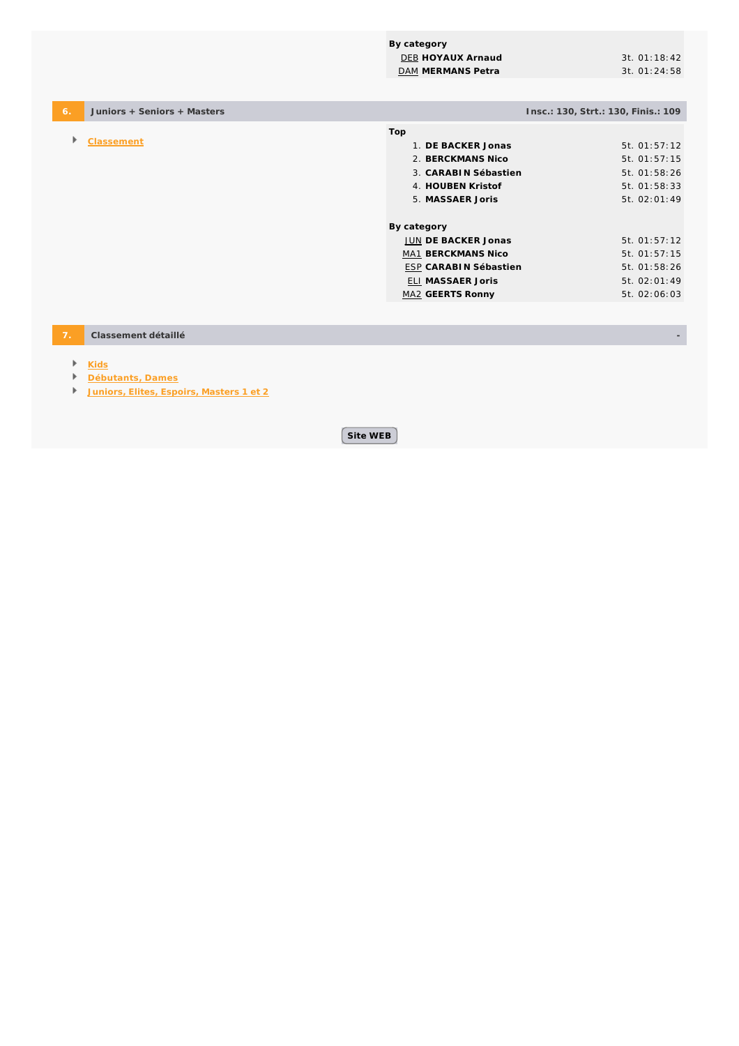**By category**

| | | |
|---|---|---|
| DEB | **HOYAUX Arnaud** | 3t. 01:18:42 |
| DAM | **MERMANS Petra** | 3t. 01:24:58 |

## 6. Juniors + Seniors + Masters

**Insc.: 130, Strt.: 130, Finis.: 109**

- Classement

**Top**

| | | |
|---|---|---|
| 1. | **DE BACKER Jonas** | 5t. 01:57:12 |
| 2. | **BERCKMANS Nico** | 5t. 01:57:15 |
| 3. | **CARABIN Sébastien** | 5t. 01:58:26 |
| 4. | **HOUBEN Kristof** | 5t. 01:58:33 |
| 5. | **MASSAER Joris** | 5t. 02:01:49 |

**By category**

| | | |
|---|---|---|
| JUN | **DE BACKER Jonas** | 5t. 01:57:12 |
| MA1 | **BERCKMANS Nico** | 5t. 01:57:15 |
| ESP | **CARABIN Sébastien** | 5t. 01:58:26 |
| ELI | **MASSAER Joris** | 5t. 02:01:49 |
| MA2 | **GEERTS Ronny** | 5t. 02:06:03 |

## 7. Classement détaillé

-

- Kids
- Débutants, Dames
- Juniors, Elites, Espoirs, Masters 1 et 2

Site WEB